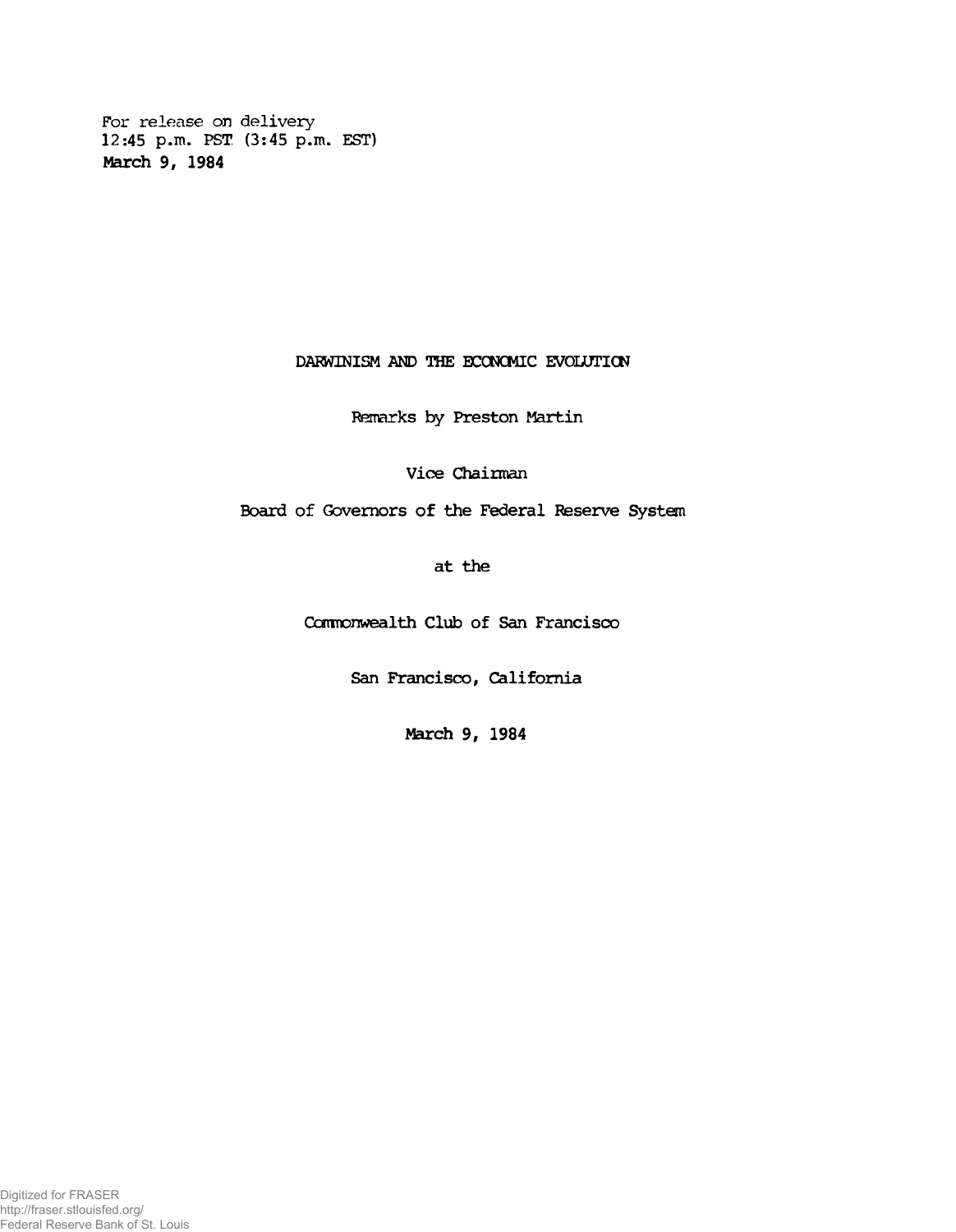For release on delivery
12:45 p.m. PST (3:45 p.m. EST)
March 9, 1984

# DARWINISM AND THE ECONOMIC EVOLUTION

Remarks by Preston Martin

Vice Chairman

Board of Governors of the Federal Reserve System

at the

Commonwealth Club of San Francisco

San Francisco, California

March 9, 1984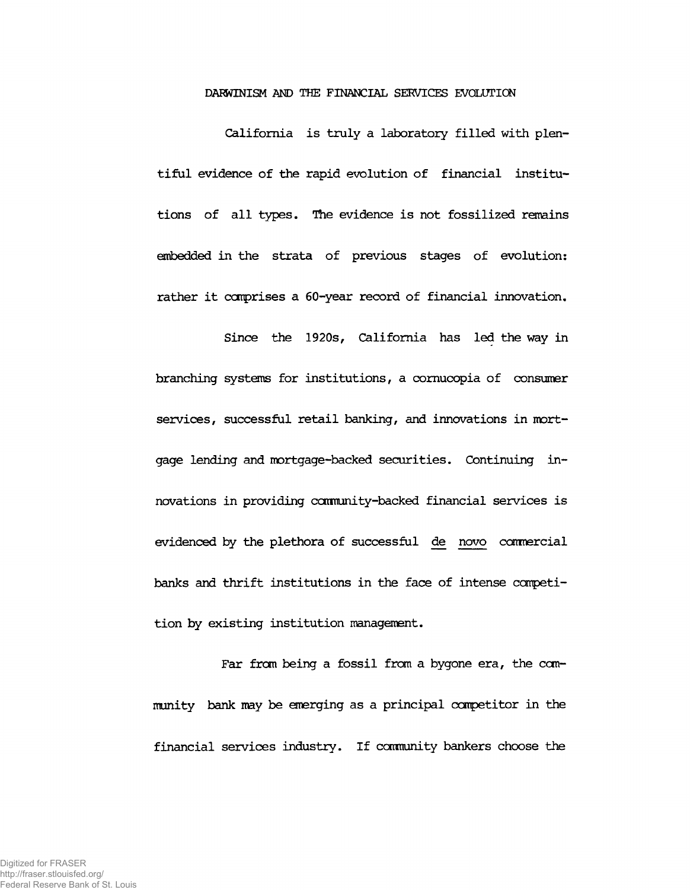# DARWINISM AND THE FINANCIAL SERVICES EVOLUTION

California is truly a laboratory filled with plentiful evidence of the rapid evolution of financial institutions of all types. The evidence is not fossilized remains embedded in the strata of previous stages of evolution: rather it comprises a 60-year record of financial innovation.

Since the 1920s, California has led the way in branching systems for institutions, a cornucopia of consumer services, successful retail banking, and innovations in mortgage lending and mortgage-backed securities. Continuing innovations in providing community-backed financial services is evidenced by the plethora of successful _de novo_ commercial banks and thrift institutions in the face of intense competition by existing institution management.

Far from being a fossil from a bygone era, the community bank may be emerging as a principal competitor in the financial services industry. If community bankers choose the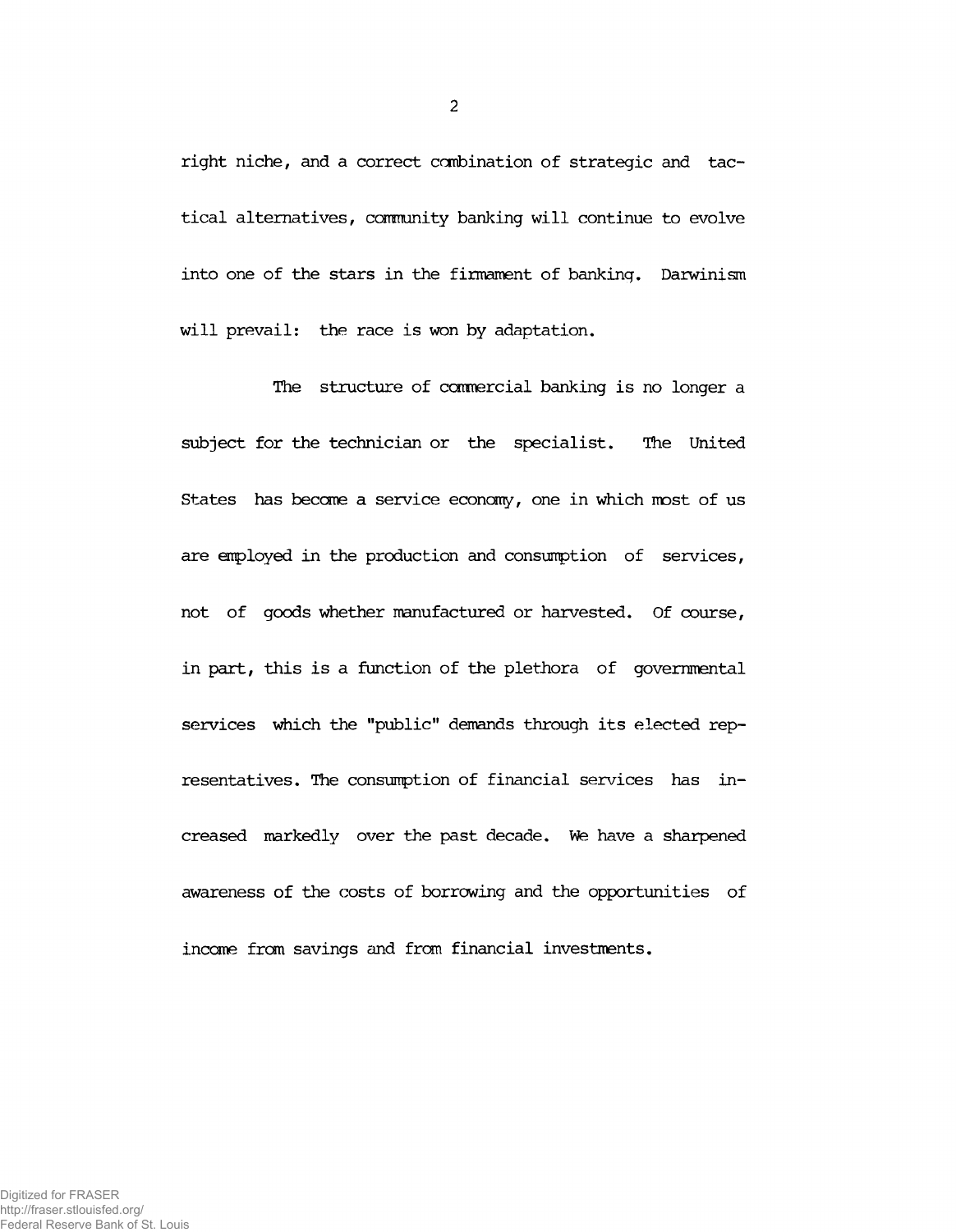right niche, and a correct combination of strategic and tactical alternatives, community banking will continue to evolve into one of the stars in the firmament of banking. Darwinism will prevail: the race is won by adaptation.

The structure of commercial banking is no longer a subject for the technician or the specialist. The United States has become a service economy, one in which most of us are employed in the production and consumption of services, not of goods whether manufactured or harvested. Of course, in part, this is a function of the plethora of governmental services which the "public" demands through its elected representatives. The consumption of financial services has increased markedly over the past decade. We have a sharpened awareness of the costs of borrowing and the opportunities of income from savings and from financial investments.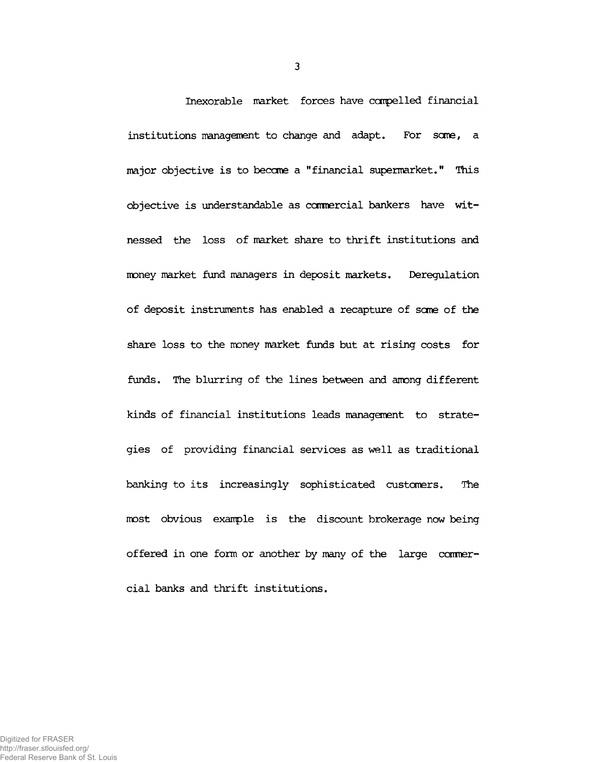Inexorable market forces have compelled financial institutions management to change and adapt. For some, a major objective is to become a "financial supermarket." This objective is understandable as commercial bankers have witnessed the loss of market share to thrift institutions and money market fund managers in deposit markets. Deregulation of deposit instruments has enabled a recapture of some of the share loss to the money market funds but at rising costs for funds. The blurring of the lines between and among different kinds of financial institutions leads management to strategies of providing financial services as well as traditional banking to its increasingly sophisticated customers. The most obvious example is the discount brokerage now being offered in one form or another by many of the large commercial banks and thrift institutions.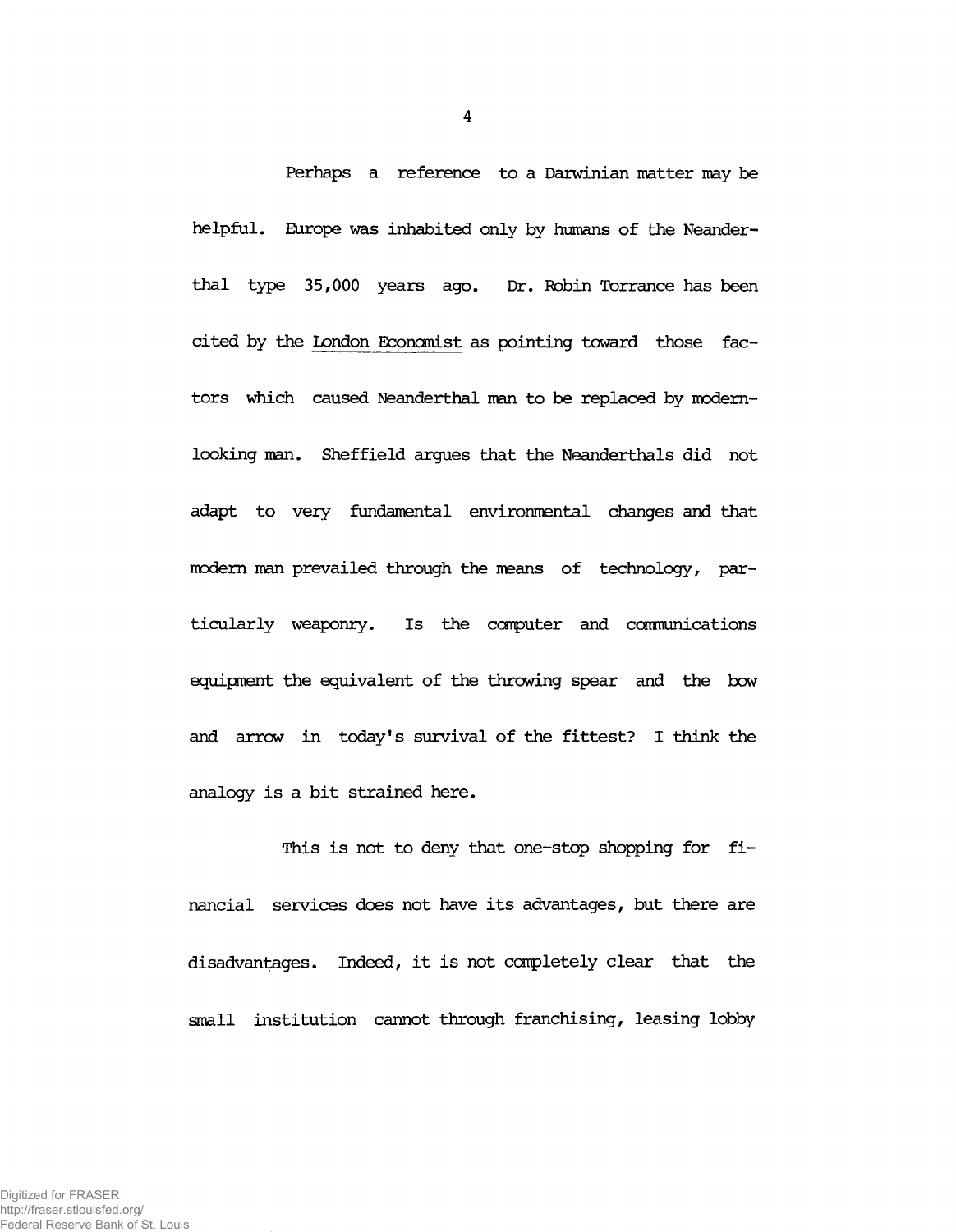Perhaps a reference to a Darwinian matter may be helpful. Europe was inhabited only by humans of the Neanderthal type 35,000 years ago. Dr. Robin Torrance has been cited by the London Economist as pointing toward those factors which caused Neanderthal man to be replaced by modern-looking man. Sheffield argues that the Neanderthals did not adapt to very fundamental environmental changes and that modern man prevailed through the means of technology, particularly weaponry. Is the computer and communications equipment the equivalent of the throwing spear and the bow and arrow in today's survival of the fittest? I think the analogy is a bit strained here.

This is not to deny that one-stop shopping for financial services does not have its advantages, but there are disadvantages. Indeed, it is not completely clear that the small institution cannot through franchising, leasing lobby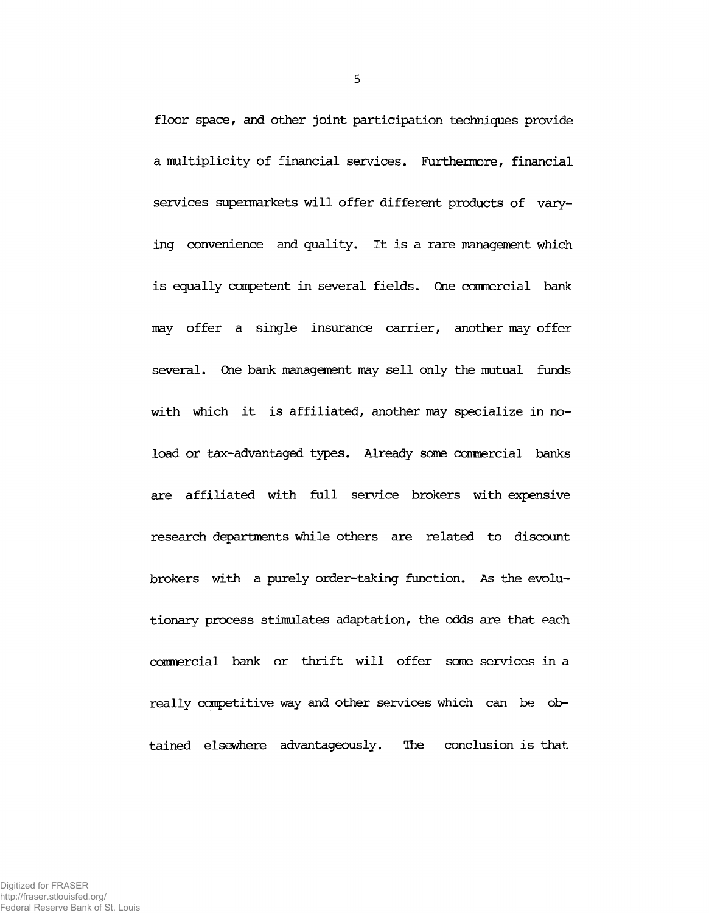floor space, and other joint participation techniques provide a multiplicity of financial services. Furthermore, financial services supermarkets will offer different products of varying convenience and quality. It is a rare management which is equally competent in several fields. One commercial bank may offer a single insurance carrier, another may offer several. One bank management may sell only the mutual funds with which it is affiliated, another may specialize in no-load or tax-advantaged types. Already some commercial banks are affiliated with full service brokers with expensive research departments while others are related to discount brokers with a purely order-taking function. As the evolutionary process stimulates adaptation, the odds are that each commercial bank or thrift will offer some services in a really competitive way and other services which can be obtained elsewhere advantageously. The conclusion is that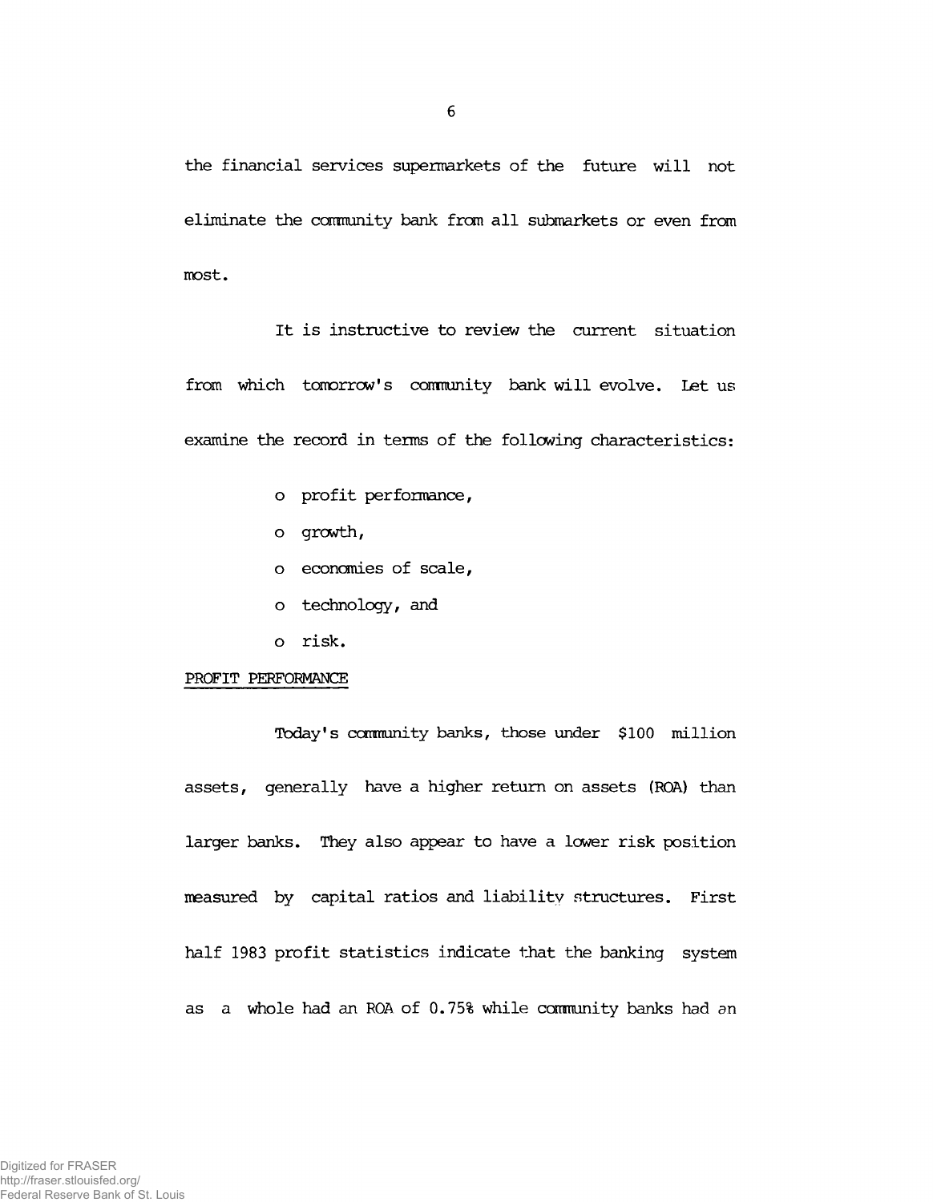the financial services supermarkets of the future will not eliminate the community bank from all submarkets or even from most.

It is instructive to review the current situation from which tomorrow's community bank will evolve. Let us examine the record in terms of the following characteristics:

- o profit performance,
- o growth,
- o economies of scale,
- o technology, and
- o risk.

PROFIT PERFORMANCE

Today's community banks, those under $100 million assets, generally have a higher return on assets (ROA) than larger banks. They also appear to have a lower risk position measured by capital ratios and liability structures. First half 1983 profit statistics indicate that the banking system as a whole had an ROA of 0.75% while community banks had an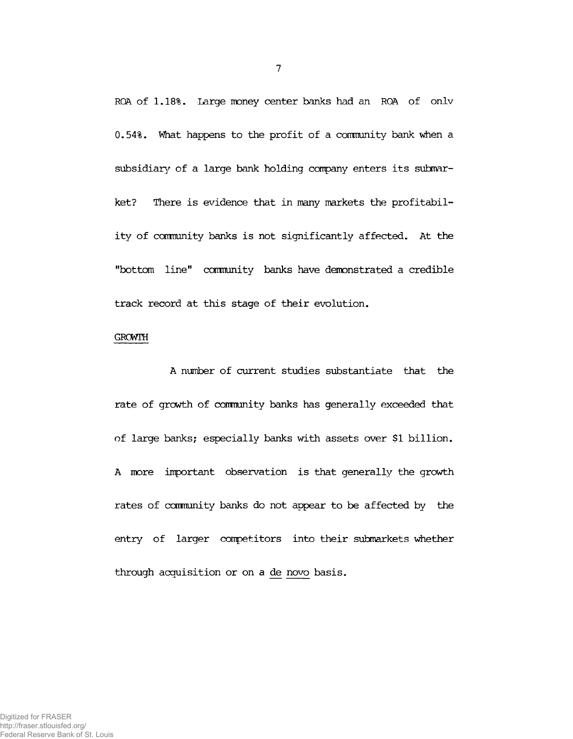ROA of 1.18%. Large money center banks had an ROA of only 0.54%. What happens to the profit of a community bank when a subsidiary of a large bank holding company enters its submarket? There is evidence that in many markets the profitability of community banks is not significantly affected. At the "bottom line" community banks have demonstrated a credible track record at this stage of their evolution.

## GROWTH

A number of current studies substantiate that the rate of growth of community banks has generally exceeded that of large banks; especially banks with assets over $1 billion. A more important observation is that generally the growth rates of community banks do not appear to be affected by the entry of larger competitors into their submarkets whether through acquisition or on a *de novo* basis.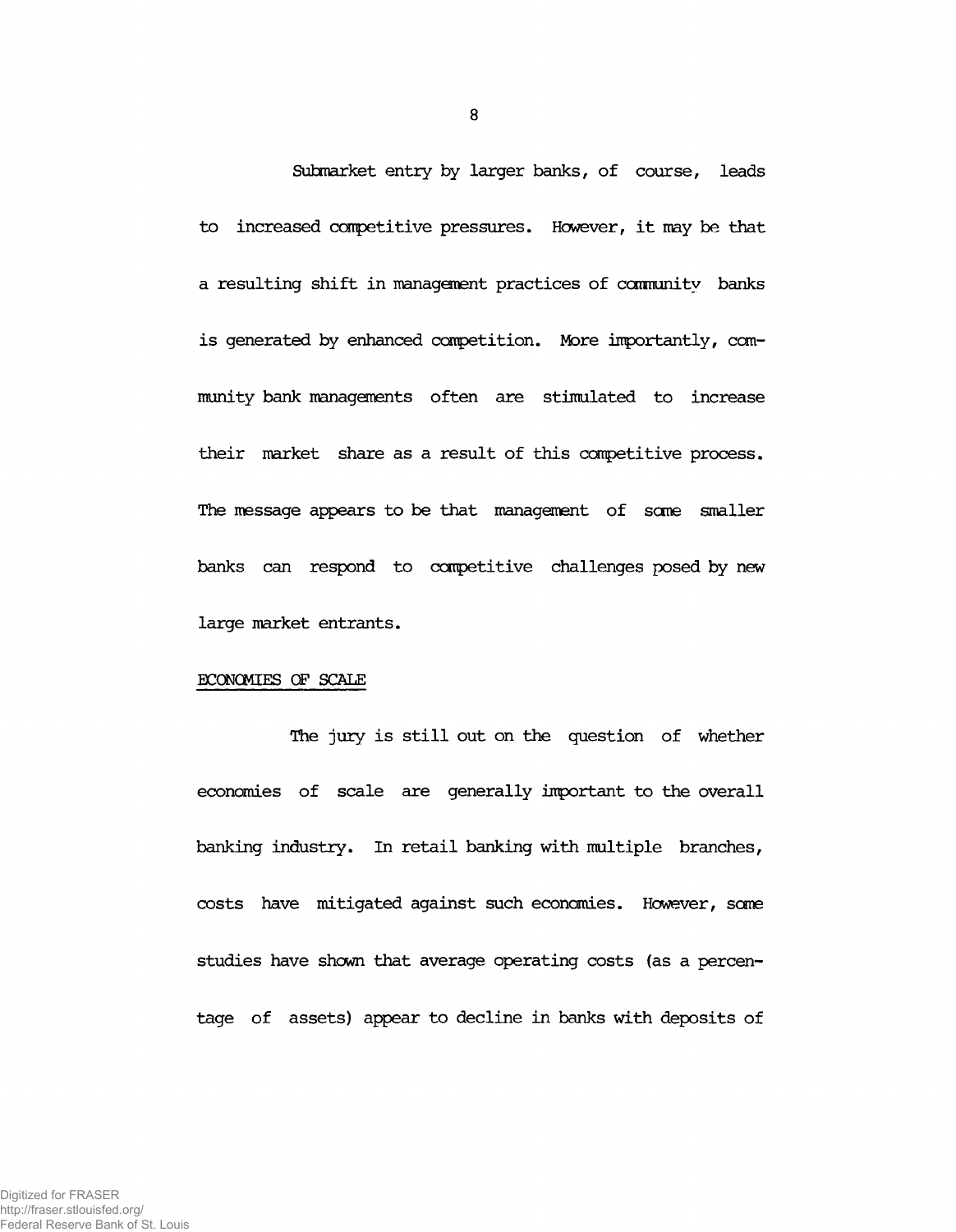Submarket entry by larger banks, of course, leads to increased competitive pressures. However, it may be that a resulting shift in management practices of community banks is generated by enhanced competition. More importantly, community bank managements often are stimulated to increase their market share as a result of this competitive process. The message appears to be that management of some smaller banks can respond to competitive challenges posed by new large market entrants.

## ECONOMIES OF SCALE

The jury is still out on the question of whether economies of scale are generally important to the overall banking industry. In retail banking with multiple branches, costs have mitigated against such economies. However, some studies have shown that average operating costs (as a percentage of assets) appear to decline in banks with deposits of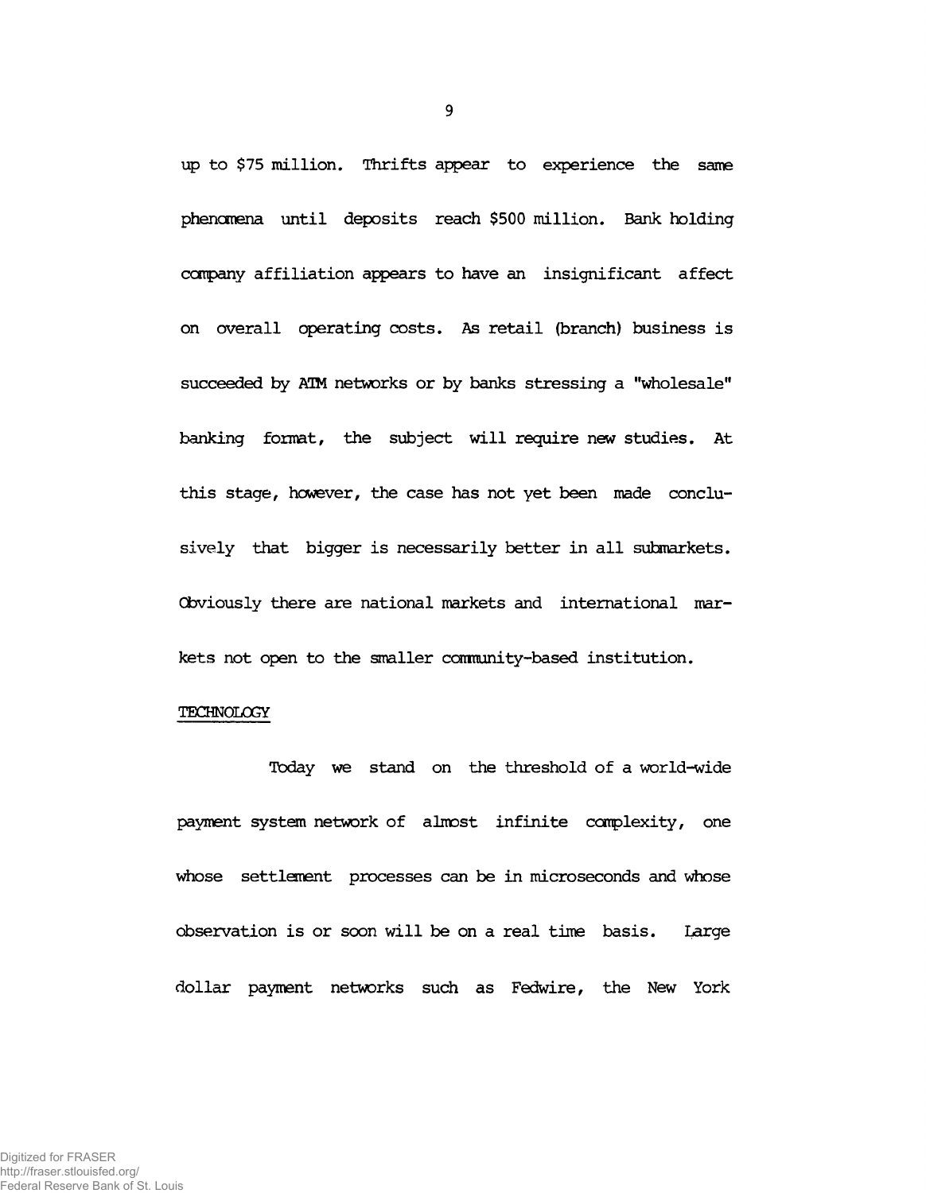up to $75 million. Thrifts appear to experience the same phenomena until deposits reach $500 million. Bank holding company affiliation appears to have an insignificant affect on overall operating costs. As retail (branch) business is succeeded by ATM networks or by banks stressing a "wholesale" banking format, the subject will require new studies. At this stage, however, the case has not yet been made conclusively that bigger is necessarily better in all submarkets. Obviously there are national markets and international markets not open to the smaller community-based institution.

TECHNOLOGY

Today we stand on the threshold of a world-wide payment system network of almost infinite complexity, one whose settlement processes can be in microseconds and whose observation is or soon will be on a real time basis. Large dollar payment networks such as Fedwire, the New York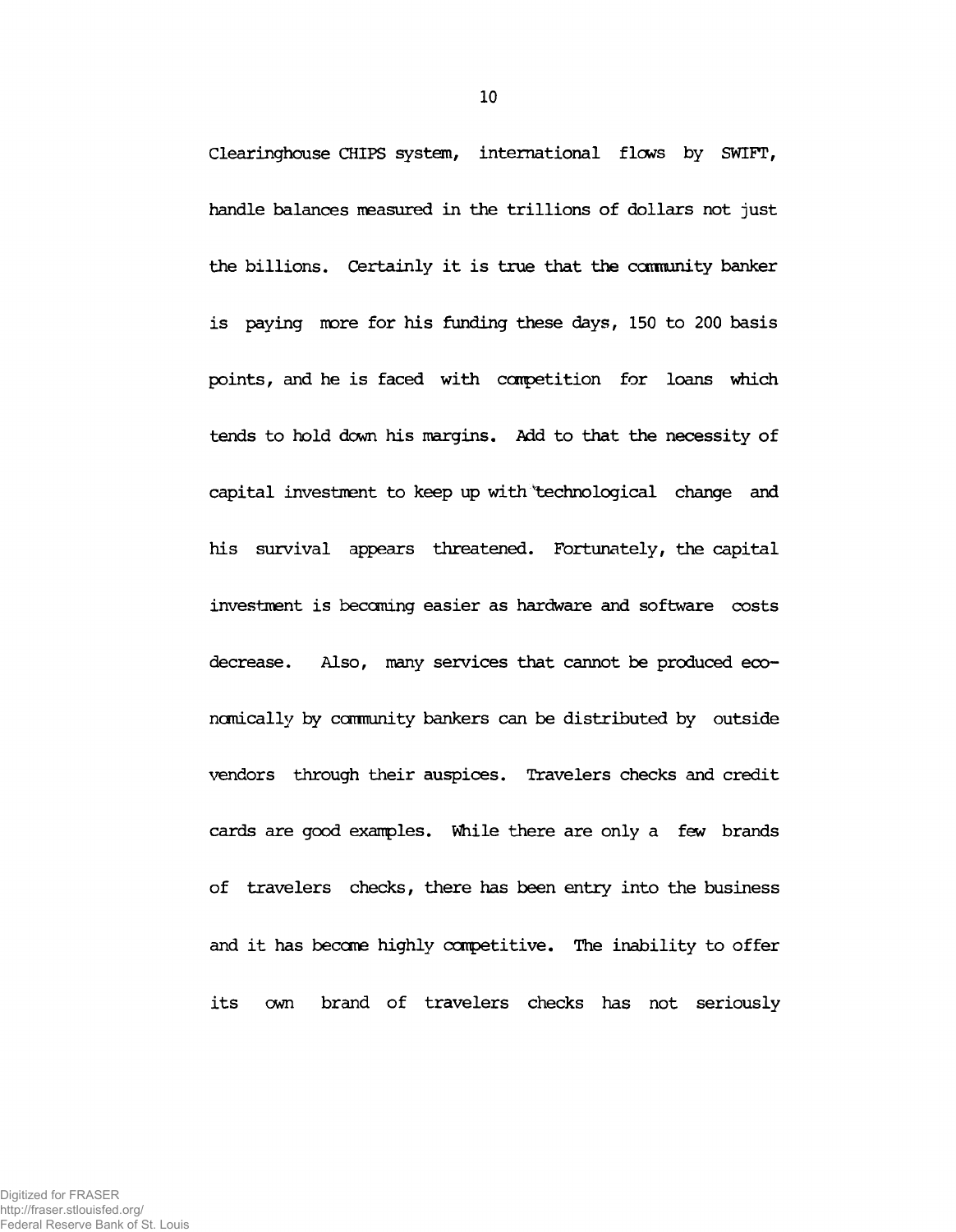Clearinghouse CHIPS system, international flows by SWIFT, handle balances measured in the trillions of dollars not just the billions. Certainly it is true that the community banker is paying more for his funding these days, 150 to 200 basis points, and he is faced with competition for loans which tends to hold down his margins. Add to that the necessity of capital investment to keep up with technological change and his survival appears threatened. Fortunately, the capital investment is becoming easier as hardware and software costs decrease. Also, many services that cannot be produced economically by community bankers can be distributed by outside vendors through their auspices. Travelers checks and credit cards are good examples. While there are only a few brands of travelers checks, there has been entry into the business and it has become highly competitive. The inability to offer its own brand of travelers checks has not seriously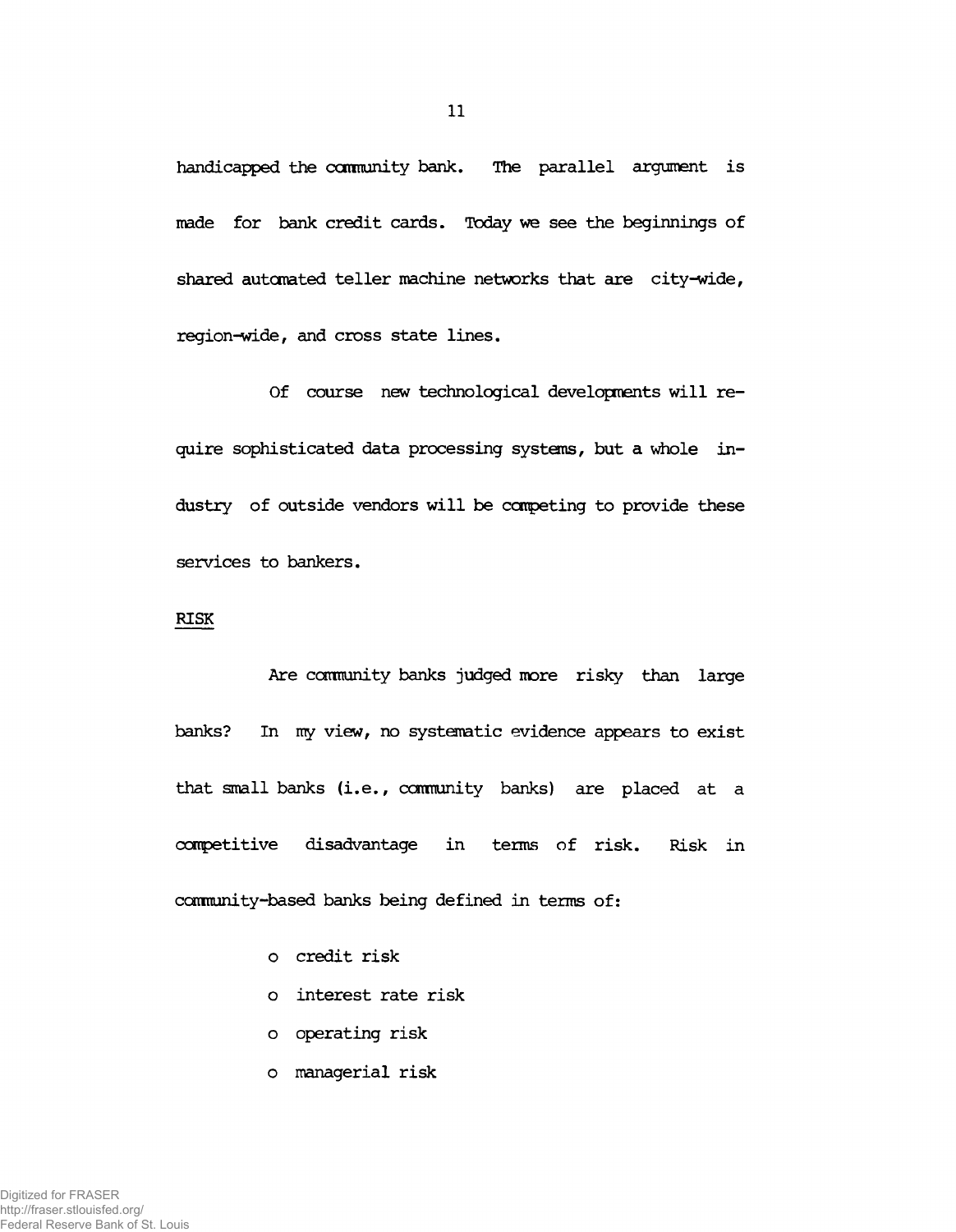handicapped the community bank. The parallel argument is made for bank credit cards. Today we see the beginnings of shared automated teller machine networks that are city-wide, region-wide, and cross state lines.

Of course new technological developments will require sophisticated data processing systems, but a whole industry of outside vendors will be competing to provide these services to bankers.

<u>RISK</u>

Are community banks judged more risky than large banks? In my view, no systematic evidence appears to exist that small banks (i.e., community banks) are placed at a competitive disadvantage in terms of risk. Risk in community-based banks being defined in terms of:

- credit risk
- interest rate risk
- operating risk
- managerial risk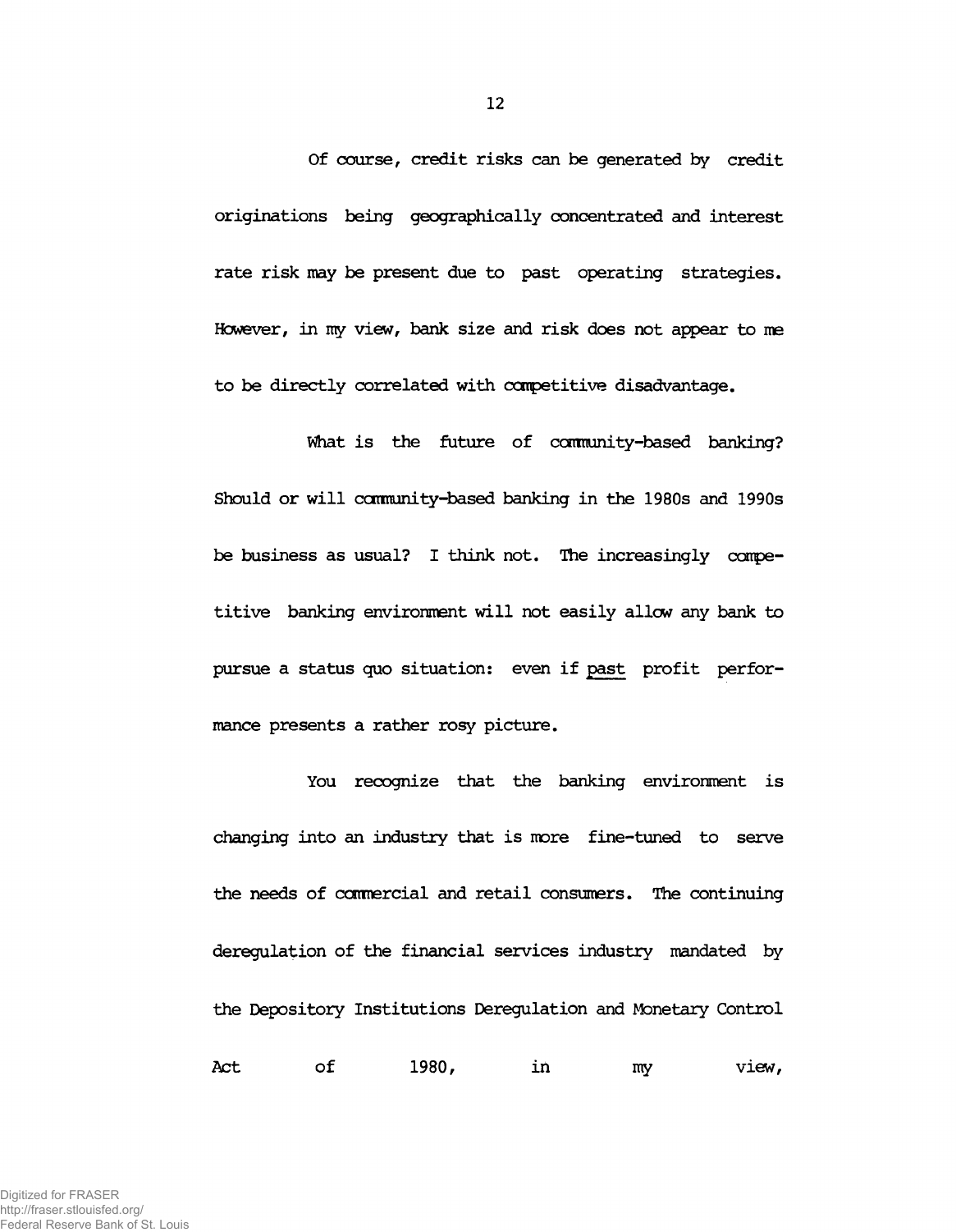Of course, credit risks can be generated by credit originations being geographically concentrated and interest rate risk may be present due to past operating strategies. However, in my view, bank size and risk does not appear to me to be directly correlated with competitive disadvantage.

What is the future of community-based banking? Should or will community-based banking in the 1980s and 1990s be business as usual? I think not. The increasingly competitive banking environment will not easily allow any bank to pursue a status quo situation: even if past profit performance presents a rather rosy picture.

You recognize that the banking environment is changing into an industry that is more fine-tuned to serve the needs of commercial and retail consumers. The continuing deregulation of the financial services industry mandated by the Depository Institutions Deregulation and Monetary Control Act of 1980, in my view,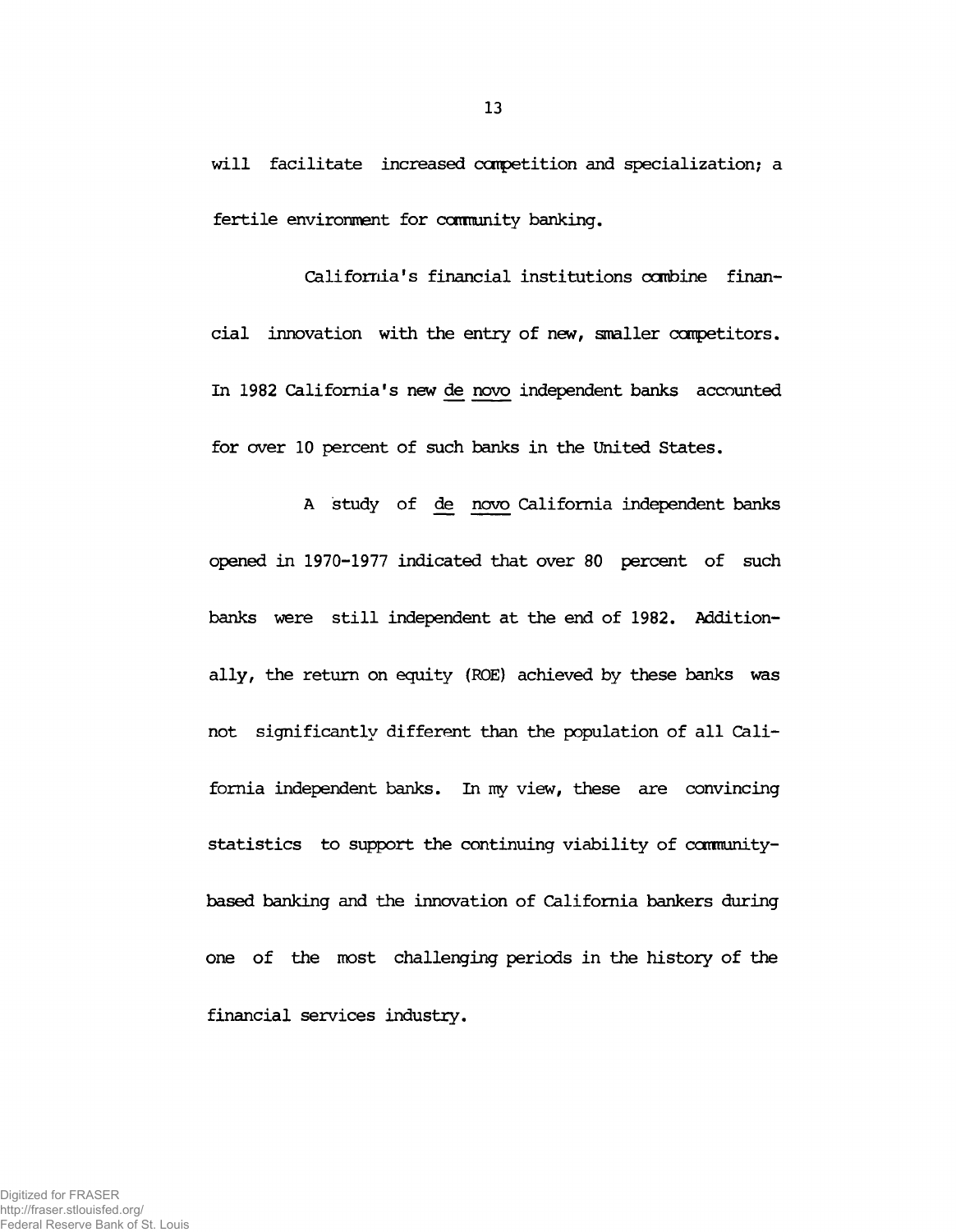will facilitate increased competition and specialization; a fertile environment for community banking.

California's financial institutions combine financial innovation with the entry of new, smaller competitors. In 1982 California's new *de novo* independent banks accounted for over 10 percent of such banks in the United States.

A study of *de novo* California independent banks opened in 1970-1977 indicated that over 80 percent of such banks were still independent at the end of 1982. Additionally, the return on equity (ROE) achieved by these banks was not significantly different than the population of all California independent banks. In my view, these are convincing statistics to support the continuing viability of community-based banking and the innovation of California bankers during one of the most challenging periods in the history of the financial services industry.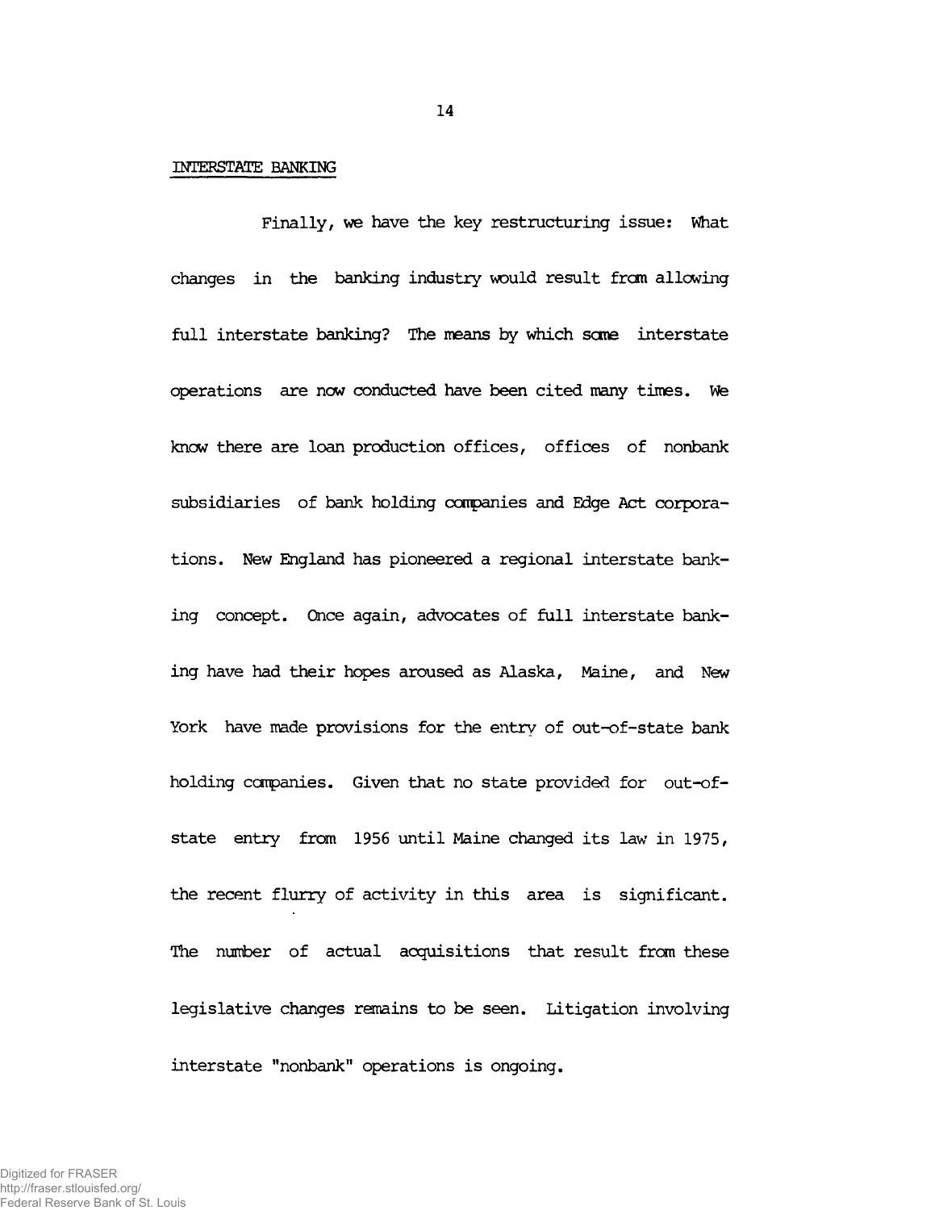## INTERSTATE BANKING

Finally, we have the key restructuring issue: What changes in the banking industry would result from allowing full interstate banking? The means by which some interstate operations are now conducted have been cited many times. We know there are loan production offices, offices of nonbank subsidiaries of bank holding companies and Edge Act corporations. New England has pioneered a regional interstate banking concept. Once again, advocates of full interstate banking have had their hopes aroused as Alaska, Maine, and New York have made provisions for the entry of out-of-state bank holding companies. Given that no state provided for out-of-state entry from 1956 until Maine changed its law in 1975, the recent flurry of activity in this area is significant. The number of actual acquisitions that result from these legislative changes remains to be seen. Litigation involving interstate "nonbank" operations is ongoing.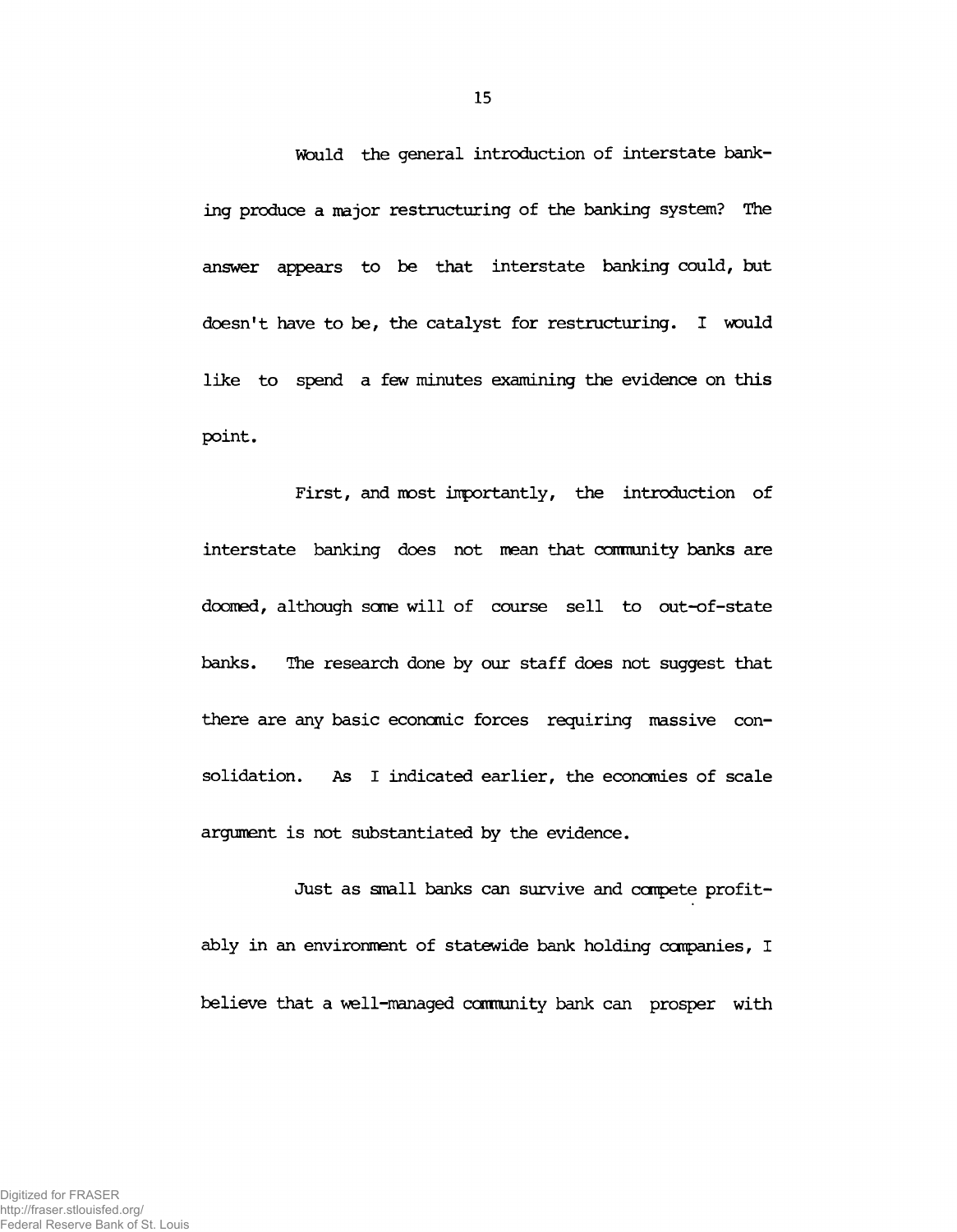Would the general introduction of interstate banking produce a major restructuring of the banking system? The answer appears to be that interstate banking could, but doesn't have to be, the catalyst for restructuring. I would like to spend a few minutes examining the evidence on this point.

First, and most importantly, the introduction of interstate banking does not mean that community banks are doomed, although some will of course sell to out-of-state banks. The research done by our staff does not suggest that there are any basic economic forces requiring massive consolidation. As I indicated earlier, the economies of scale argument is not substantiated by the evidence.

Just as small banks can survive and compete profitably in an environment of statewide bank holding companies, I believe that a well-managed community bank can prosper with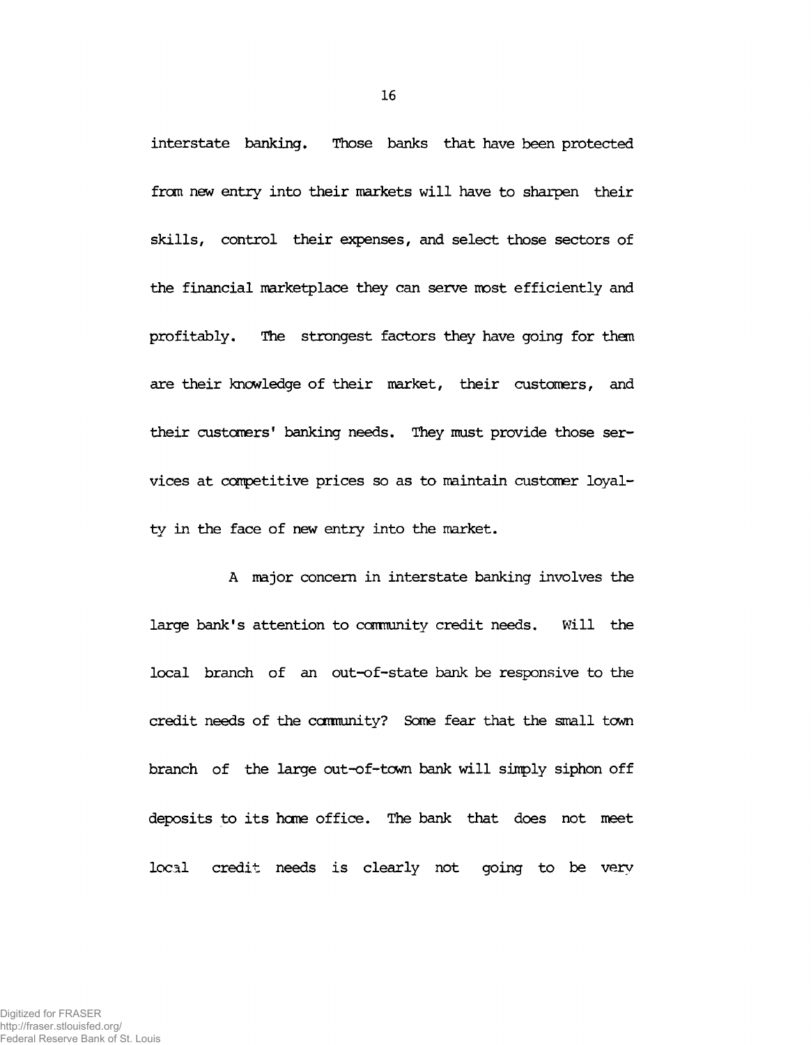interstate banking. Those banks that have been protected from new entry into their markets will have to sharpen their skills, control their expenses, and select those sectors of the financial marketplace they can serve most efficiently and profitably. The strongest factors they have going for them are their knowledge of their market, their customers, and their customers' banking needs. They must provide those services at competitive prices so as to maintain customer loyalty in the face of new entry into the market.

A major concern in interstate banking involves the large bank's attention to community credit needs. Will the local branch of an out-of-state bank be responsive to the credit needs of the community? Some fear that the small town branch of the large out-of-town bank will simply siphon off deposits to its home office. The bank that does not meet local credit needs is clearly not going to be very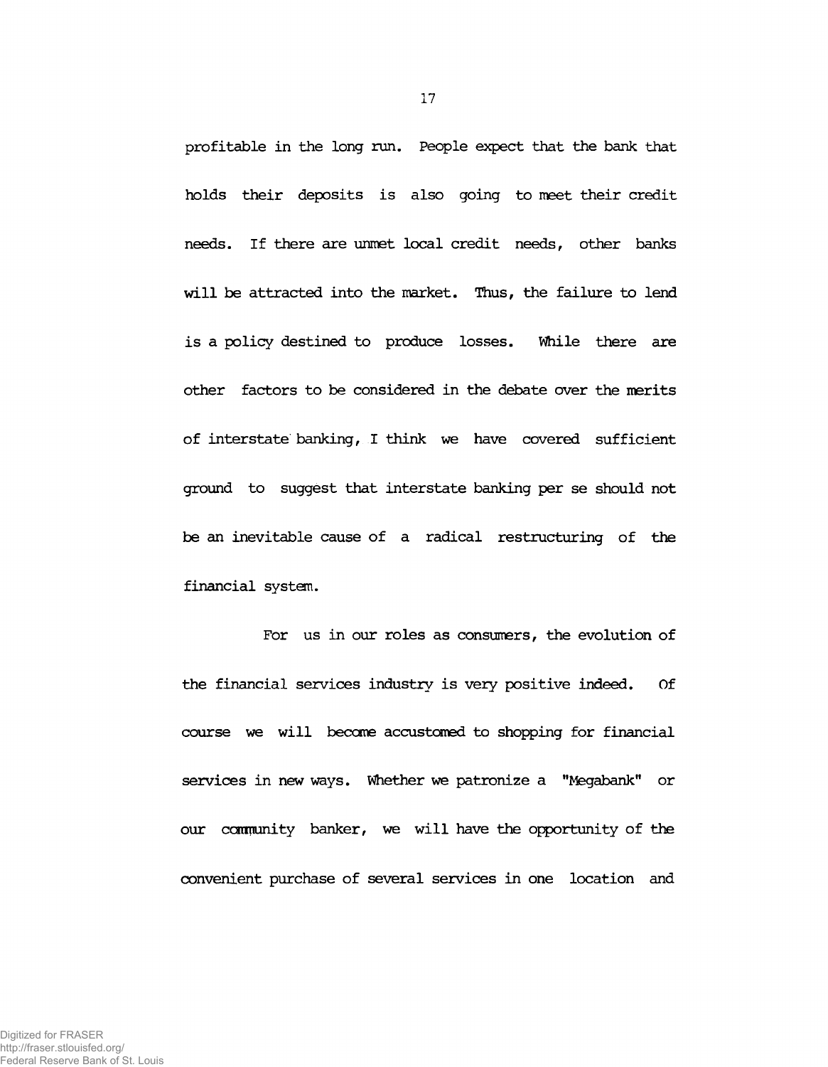profitable in the long run. People expect that the bank that holds their deposits is also going to meet their credit needs. If there are unmet local credit needs, other banks will be attracted into the market. Thus, the failure to lend is a policy destined to produce losses. While there are other factors to be considered in the debate over the merits of interstate banking, I think we have covered sufficient ground to suggest that interstate banking per se should not be an inevitable cause of a radical restructuring of the financial system.

For us in our roles as consumers, the evolution of the financial services industry is very positive indeed. Of course we will become accustomed to shopping for financial services in new ways. Whether we patronize a "Megabank" or our community banker, we will have the opportunity of the convenient purchase of several services in one location and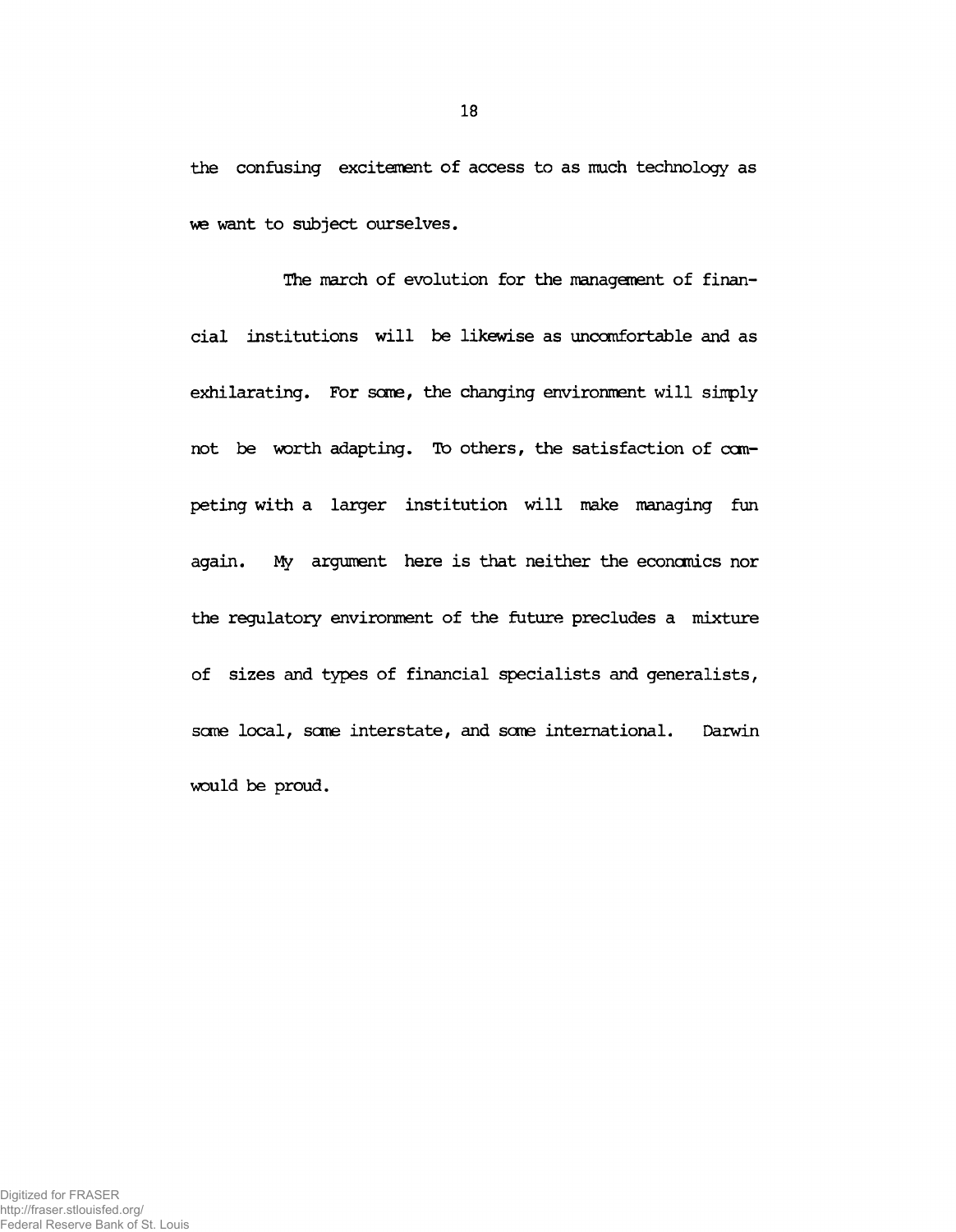the confusing excitement of access to as much technology as we want to subject ourselves.

The march of evolution for the management of financial institutions will be likewise as uncomfortable and as exhilarating. For some, the changing environment will simply not be worth adapting. To others, the satisfaction of competing with a larger institution will make managing fun again. My argument here is that neither the economics nor the regulatory environment of the future precludes a mixture of sizes and types of financial specialists and generalists, some local, some interstate, and some international. Darwin would be proud.